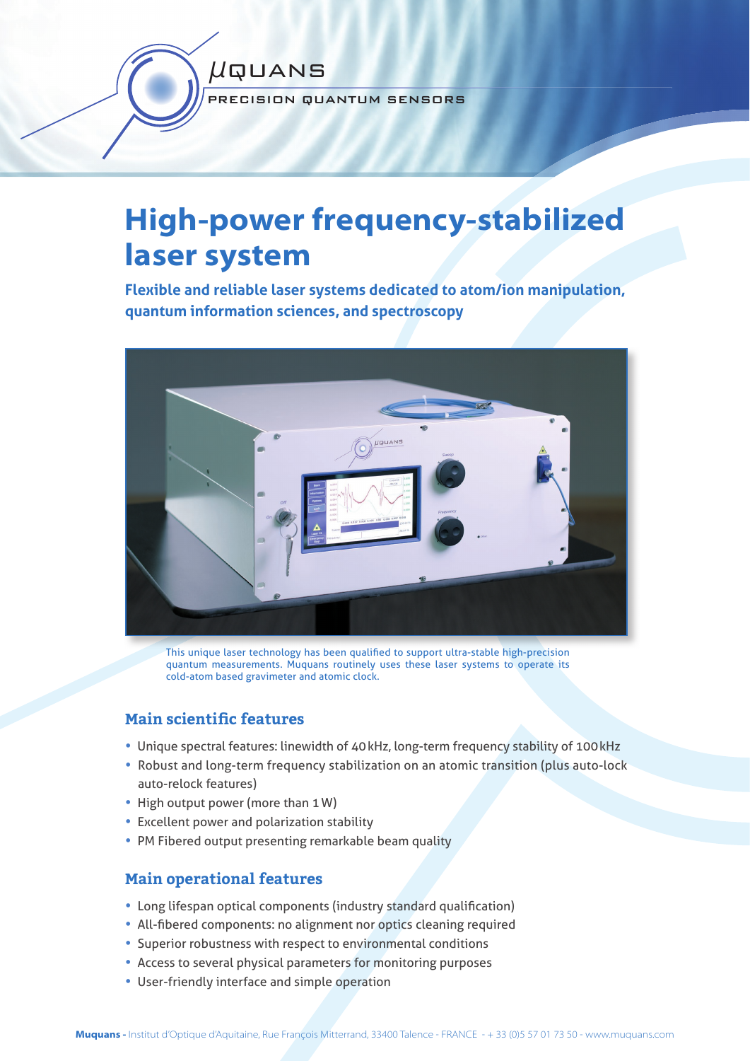µQUANS

PRECISION QUANTUM SENSORS

# High-power frequency-stabilized laser system

**Flexible and reliable laser systems dedicated to atom/ion manipulation, quantum information sciences, and spectroscopy**

This unique laser technology has been qualified to support ultra-stable high-precision quantum measurements. Muquans routinely uses these laser systems to operate its cold-atom based gravimeter and atomic clock.

## Main scientific features

- Unique spectral features: linewidth of 40 kHz, long-term frequency stability of 100 kHz
- Robust and long-term frequency stabilization on an atomic transition (plus auto-lock auto-relock features)
- High output power (more than 1 W)
- Excellent power and polarization stability
- PM Fibered output presenting remarkable beam quality

## Main operational features

- Long lifespan optical components (industry standard qualification)
- All-fibered components: no alignment nor optics cleaning required
- Superior robustness with respect to environmental conditions
- Access to several physical parameters for monitoring purposes
- User-friendly interface and simple operation

**Muquans -** Institut d'Optique d'Aquitaine, Rue François Mitterrand, 33400 Talence - FRANCE - + 33 (0)5 57 01 73 50 - www.muquans.com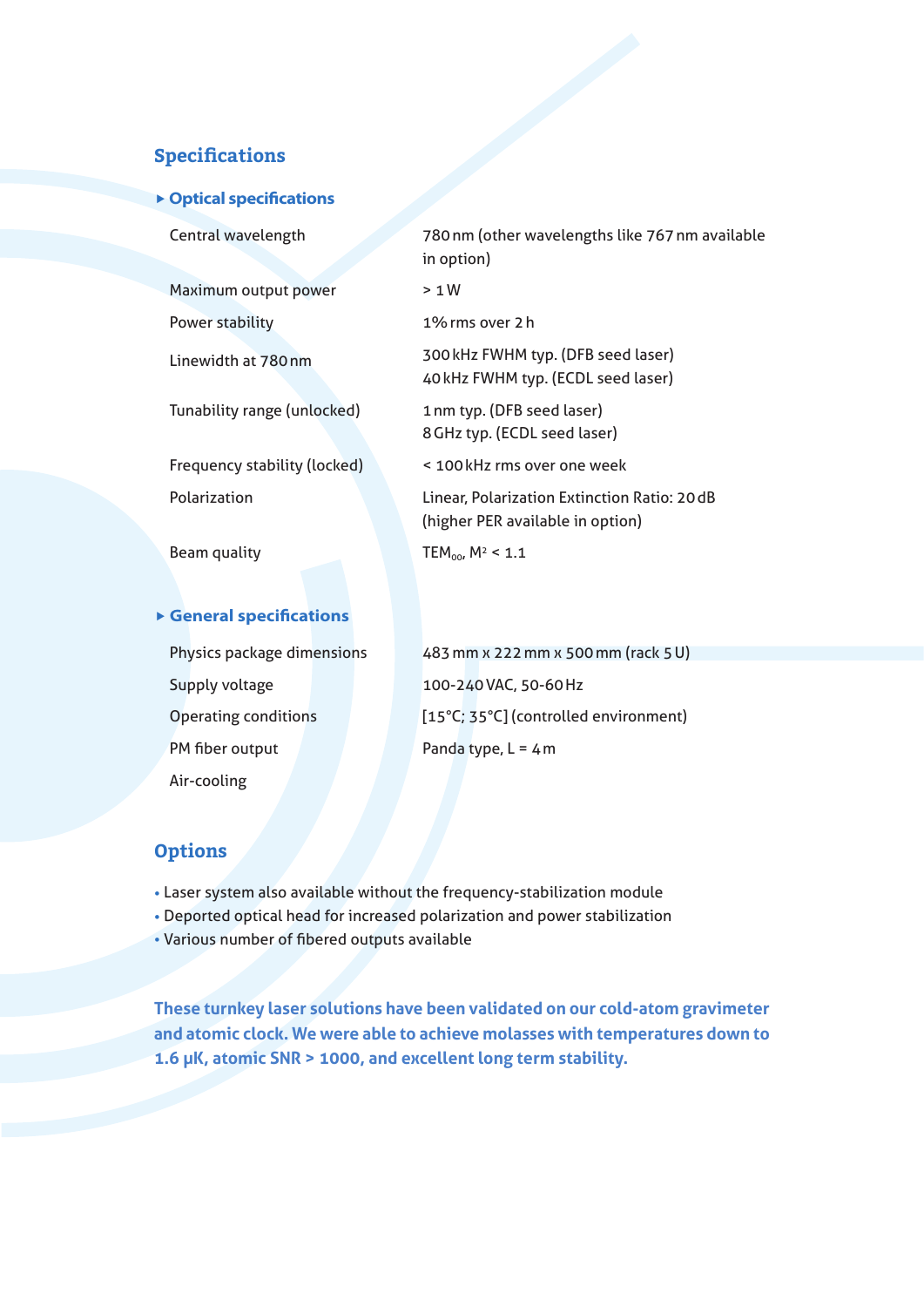## Specifications

### Optical specifications

| | |
|---|---|
| Central wavelength | 780 nm (other wavelengths like 767 nm available in option) |
| Maximum output power | > 1 W |
| Power stability | 1% rms over 2 h |
| Linewidth at 780 nm | 300 kHz FWHM typ. (DFB seed laser)<br>40 kHz FWHM typ. (ECDL seed laser) |
| Tunability range (unlocked) | 1 nm typ. (DFB seed laser)<br>8 GHz typ. (ECDL seed laser) |
| Frequency stability (locked) | < 100 kHz rms over one week |
| Polarization | Linear, Polarization Extinction Ratio: 20 dB (higher PER available in option) |
| Beam quality | $TEM_{00}$, $M^2 < 1.1$ |

### General specifications

| | |
|---|---|
| Physics package dimensions | 483 mm x 222 mm x 500 mm (rack 5 U) |
| Supply voltage | 100-240 VAC, 50-60 Hz |
| Operating conditions | [15°C; 35°C] (controlled environment) |
| PM fiber output | Panda type, L = 4 m |
| Air-cooling | |

## Options

- Laser system also available without the frequency-stabilization module
- Deported optical head for increased polarization and power stabilization
- Various number of fibered outputs available

**These turnkey laser solutions have been validated on our cold-atom gravimeter and atomic clock. We were able to achieve molasses with temperatures down to 1.6 µK, atomic SNR > 1000, and excellent long term stability.**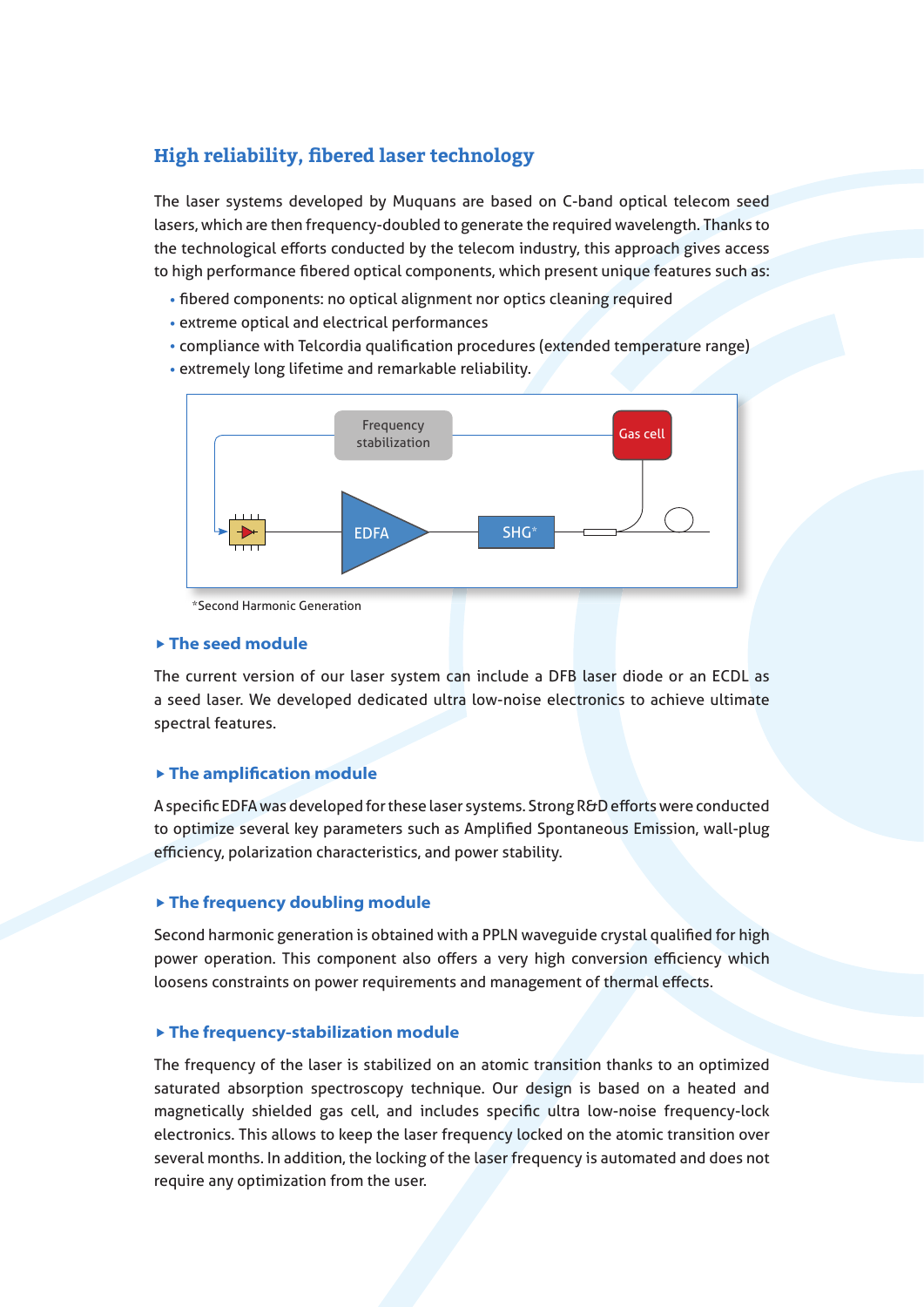## High reliability, fibered laser technology

The laser systems developed by Muquans are based on C-band optical telecom seed lasers, which are then frequency-doubled to generate the required wavelength. Thanks to the technological efforts conducted by the telecom industry, this approach gives access to high performance fibered optical components, which present unique features such as:

- fibered components: no optical alignment nor optics cleaning required
- extreme optical and electrical performances
- compliance with Telcordia qualification procedures (extended temperature range)
- extremely long lifetime and remarkable reliability.

Frequency stabilization

Gas cell

EDFA

SHG*

*Second Harmonic Generation

### ▸ The seed module

The current version of our laser system can include a DFB laser diode or an ECDL as a seed laser. We developed dedicated ultra low-noise electronics to achieve ultimate spectral features.

### ▸ The amplification module

A specific EDFA was developed for these laser systems. Strong R&D efforts were conducted to optimize several key parameters such as Amplified Spontaneous Emission, wall-plug efficiency, polarization characteristics, and power stability.

### ▸ The frequency doubling module

Second harmonic generation is obtained with a PPLN waveguide crystal qualified for high power operation. This component also offers a very high conversion efficiency which loosens constraints on power requirements and management of thermal effects.

### ▸ The frequency-stabilization module

The frequency of the laser is stabilized on an atomic transition thanks to an optimized saturated absorption spectroscopy technique. Our design is based on a heated and magnetically shielded gas cell, and includes specific ultra low-noise frequency-lock electronics. This allows to keep the laser frequency locked on the atomic transition over several months. In addition, the locking of the laser frequency is automated and does not require any optimization from the user.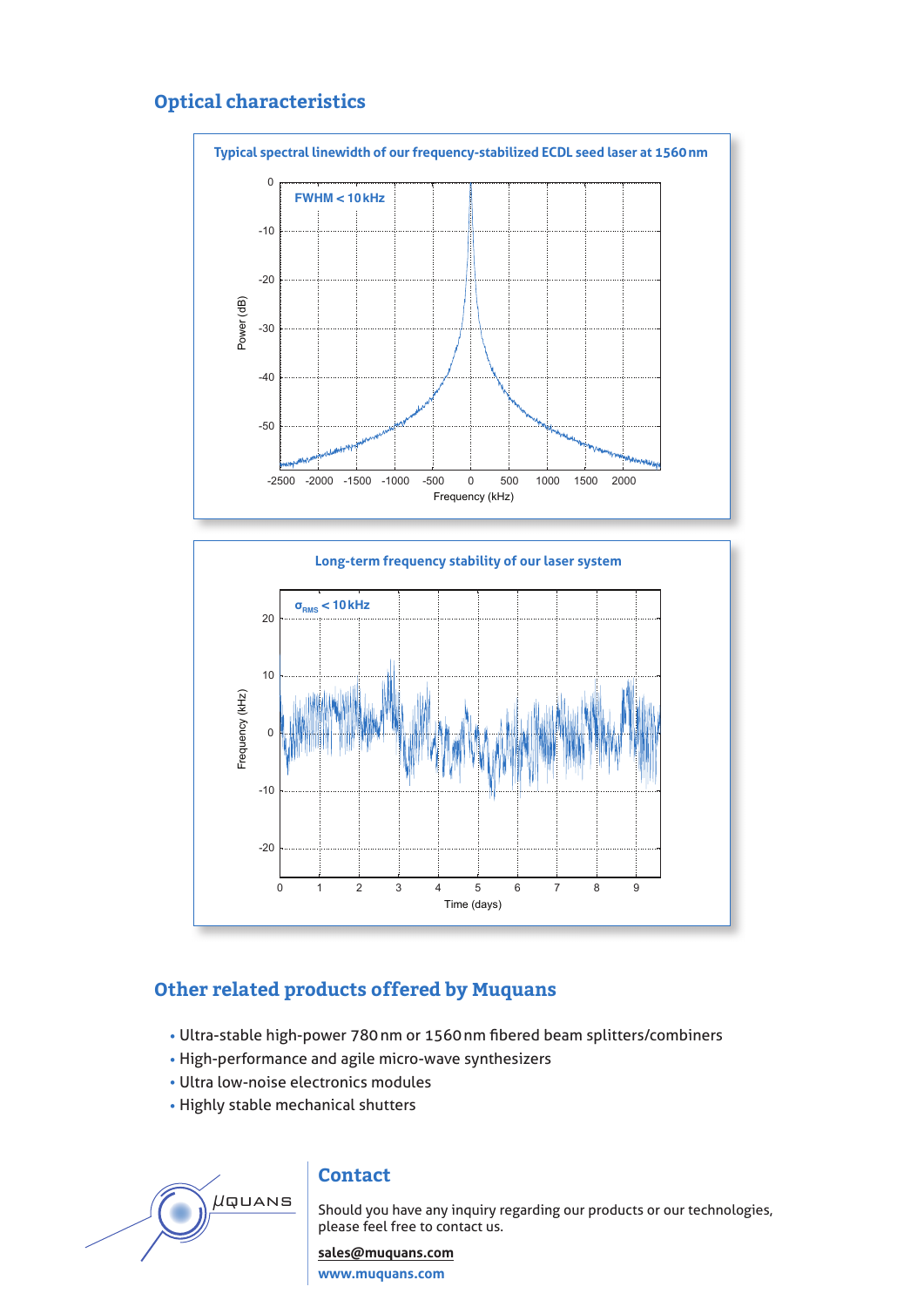## Optical characteristics

Typical spectral linewidth of our frequency-stabilized ECDL seed laser at 1560 nm

FWHM < 10 kHz

Power (dB)

0
-10
-20
-30
-40
-50

-2500 -2000 -1500 -1000 -500 0 500 1000 1500 2000

Frequency (kHz)

Long-term frequency stability of our laser system

$\sigma_{RMS}$ < 10 kHz

Frequency (kHz)

20
10
0
-10
-20

0 1 2 3 4 5 6 7 8 9

Time (days)

## Other related products offered by Muquans

- Ultra-stable high-power 780 nm or 1560 nm fibered beam splitters/combiners
- High-performance and agile micro-wave synthesizers
- Ultra low-noise electronics modules
- Highly stable mechanical shutters

μQUANS

## Contact

Should you have any inquiry regarding our products or our technologies, please feel free to contact us.

**sales@muquans.com**

**www.muquans.com**